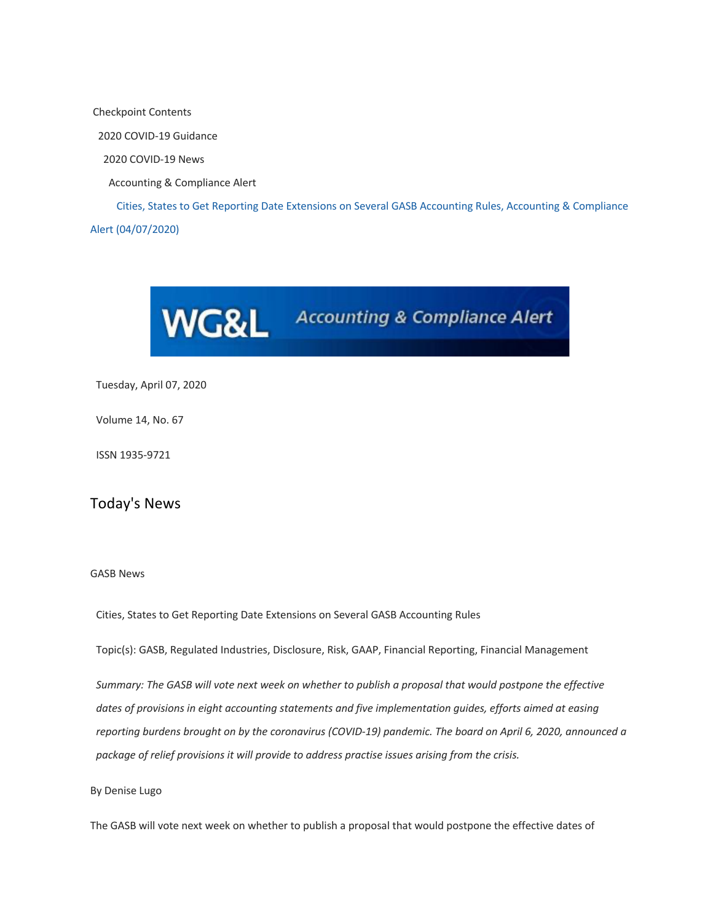Checkpoint Contents

2020 COVID-19 Guidance

2020 COVID-19 News

Accounting & Compliance Alert

Cities, States to Get Reporting Date Extensions on Several GASB Accounting Rules, Accounting & Compliance Alert (04/07/2020)

WG&L Accounting & Compliance Alert

Tuesday, April 07, 2020

Volume 14, No. 67

ISSN 1935-9721

## Today's News

GASB News

Cities, States to Get Reporting Date Extensions on Several GASB Accounting Rules

Topic(s): GASB, Regulated Industries, Disclosure, Risk, GAAP, Financial Reporting, Financial Management

*Summary: The GASB will vote next week on whether to publish a proposal that would postpone the effective dates of provisions in eight accounting statements and five implementation guides, efforts aimed at easing reporting burdens brought on by the coronavirus (COVID-19) pandemic. The board on April 6, 2020, announced a package of relief provisions it will provide to address practise issues arising from the crisis.*

By Denise Lugo

The GASB will vote next week on whether to publish a proposal that would postpone the effective dates of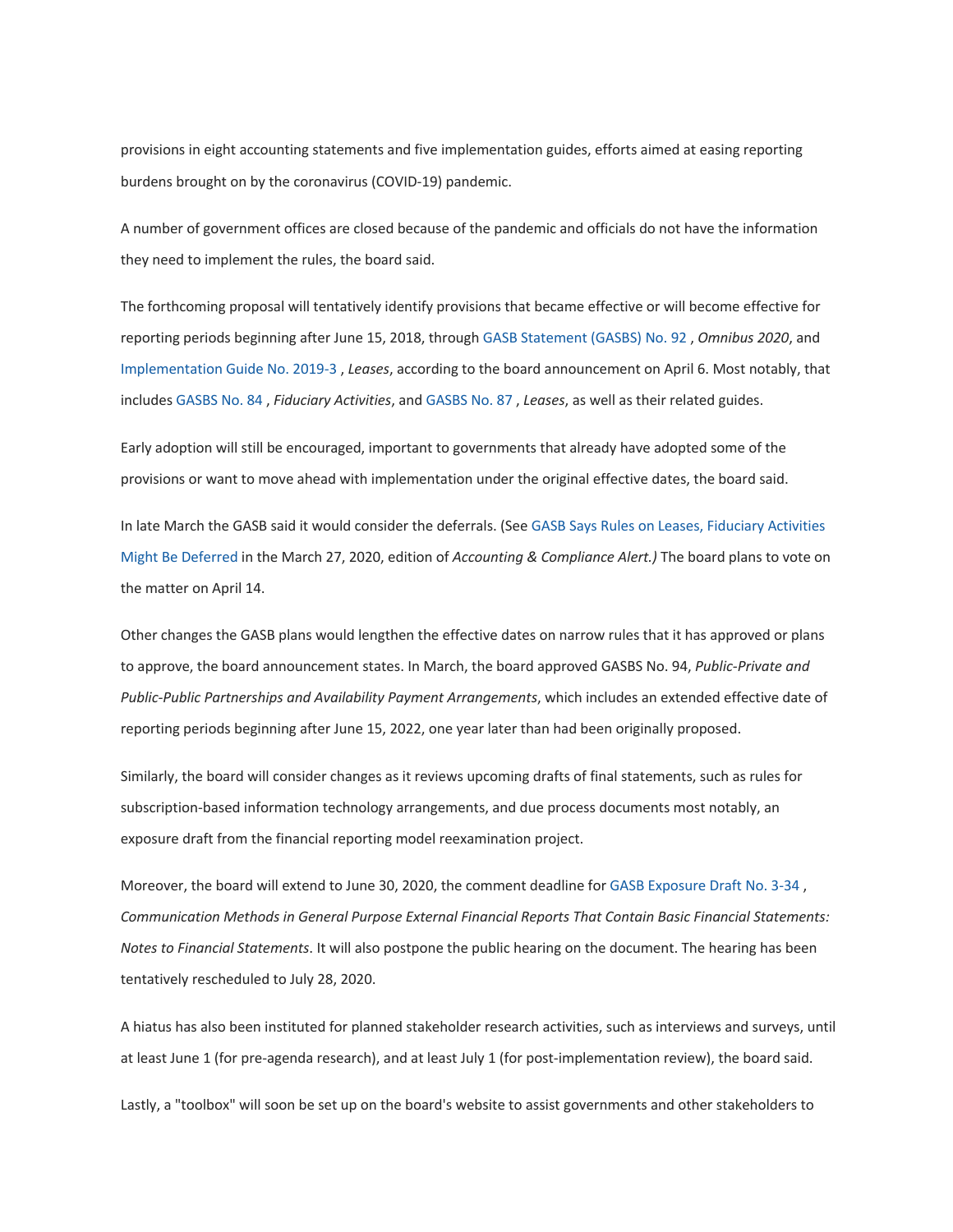provisions in eight accounting statements and five implementation guides, efforts aimed at easing reporting burdens brought on by the coronavirus (COVID-19) pandemic.

A number of government offices are closed because of the pandemic and officials do not have the information they need to implement the rules, the board said.

The forthcoming proposal will tentatively identify provisions that became effective or will become effective for reporting periods beginning after June 15, 2018, through GASB Statement (GASBS) No. 92 , *Omnibus 2020*, and Implementation Guide No. 2019-3 , *Leases*, according to the board announcement on April 6. Most notably, that includes GASBS No. 84 , *Fiduciary Activities*, and GASBS No. 87 , *Leases*, as well as their related guides.

Early adoption will still be encouraged, important to governments that already have adopted some of the provisions or want to move ahead with implementation under the original effective dates, the board said.

In late March the GASB said it would consider the deferrals. (See GASB Says Rules on Leases, Fiduciary Activities Might Be Deferred in the March 27, 2020, edition of *Accounting & Compliance Alert.)* The board plans to vote on the matter on April 14.

Other changes the GASB plans would lengthen the effective dates on narrow rules that it has approved or plans to approve, the board announcement states. In March, the board approved GASBS No. 94, *Public-Private and Public-Public Partnerships and Availability Payment Arrangements*, which includes an extended effective date of reporting periods beginning after June 15, 2022, one year later than had been originally proposed.

Similarly, the board will consider changes as it reviews upcoming drafts of final statements, such as rules for subscription-based information technology arrangements, and due process documents most notably, an exposure draft from the financial reporting model reexamination project.

Moreover, the board will extend to June 30, 2020, the comment deadline for GASB Exposure Draft No. 3-34 , *Communication Methods in General Purpose External Financial Reports That Contain Basic Financial Statements: Notes to Financial Statements*. It will also postpone the public hearing on the document. The hearing has been tentatively rescheduled to July 28, 2020.

A hiatus has also been instituted for planned stakeholder research activities, such as interviews and surveys, until at least June 1 (for pre-agenda research), and at least July 1 (for post-implementation review), the board said.

Lastly, a "toolbox" will soon be set up on the board's website to assist governments and other stakeholders to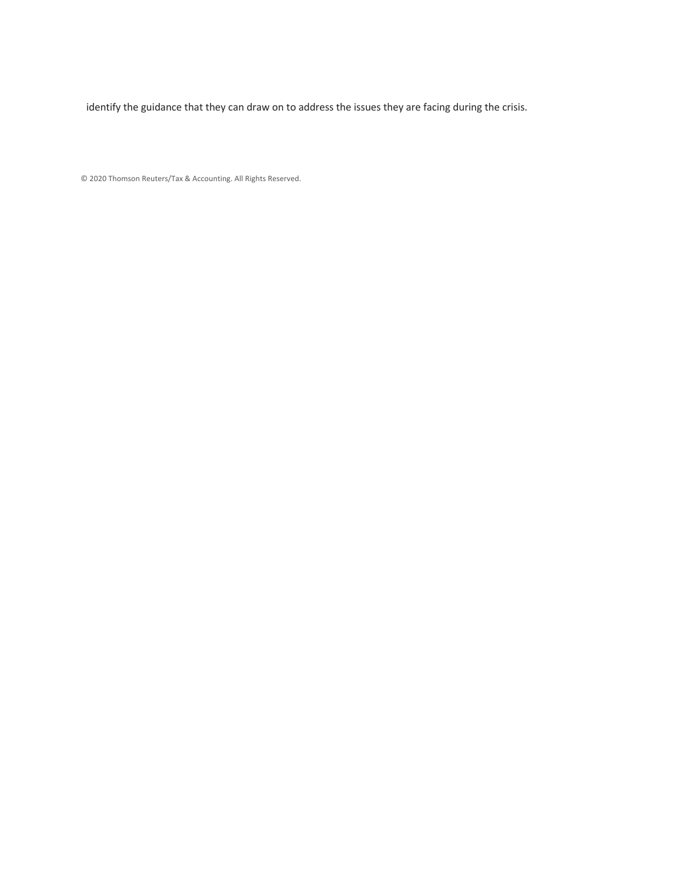identify the guidance that they can draw on to address the issues they are facing during the crisis.

© 2020 Thomson Reuters/Tax & Accounting. All Rights Reserved.